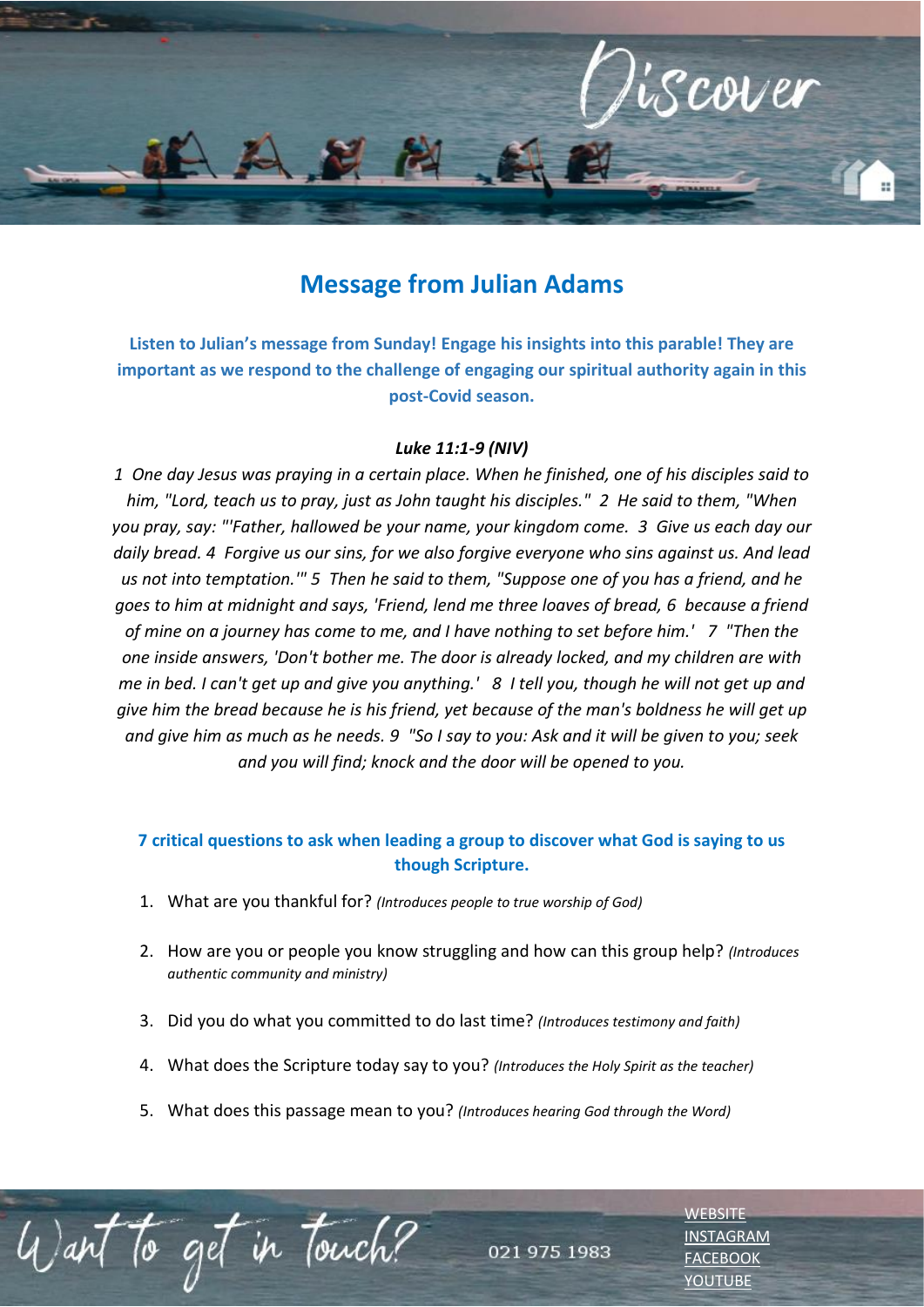# Message from Julian Adams

**Listen to Julian's message from Sunday! Engage his insights into this parable! They are important as we respond to the challenge of engaging our spiritual authority again in this post-Covid season.**

***Luke 11:1-9 (NIV)***

*1 One day Jesus was praying in a certain place. When he finished, one of his disciples said to him, "Lord, teach us to pray, just as John taught his disciples." 2 He said to them, "When you pray, say: "'Father, hallowed be your name, your kingdom come. 3 Give us each day our daily bread. 4 Forgive us our sins, for we also forgive everyone who sins against us. And lead us not into temptation.'" 5 Then he said to them, "Suppose one of you has a friend, and he goes to him at midnight and says, 'Friend, lend me three loaves of bread, 6 because a friend of mine on a journey has come to me, and I have nothing to set before him.' 7 "Then the one inside answers, 'Don't bother me. The door is already locked, and my children are with me in bed. I can't get up and give you anything.' 8 I tell you, though he will not get up and give him the bread because he is his friend, yet because of the man's boldness he will get up and give him as much as he needs. 9 "So I say to you: Ask and it will be given to you; seek and you will find; knock and the door will be opened to you.*

**7 critical questions to ask when leading a group to discover what God is saying to us though Scripture.**

1. What are you thankful for? *(Introduces people to true worship of God)*
2. How are you or people you know struggling and how can this group help? *(Introduces authentic community and ministry)*
3. Did you do what you committed to do last time? *(Introduces testimony and faith)*
4. What does the Scripture today say to you? *(Introduces the Holy Spirit as the teacher)*
5. What does this passage mean to you? *(Introduces hearing God through the Word)*

Want to get in touch?

021 975 1983

WEBSITE
INSTAGRAM
FACEBOOK
YOUTUBE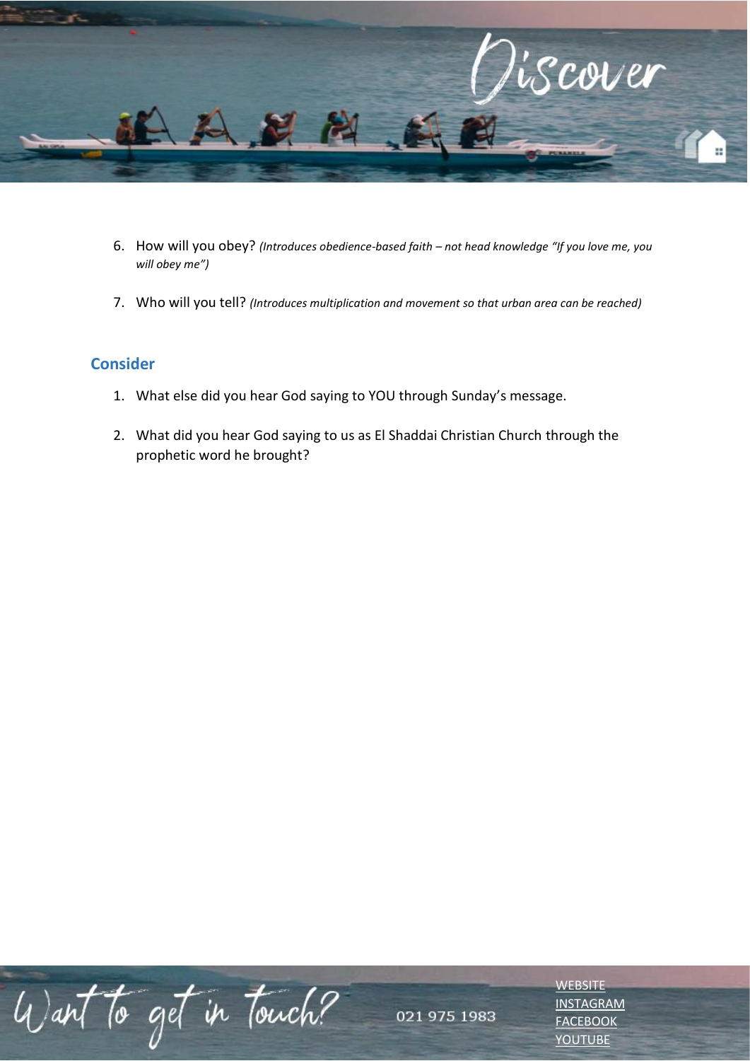6. How will you obey? *(Introduces obedience-based faith – not head knowledge "If you love me, you will obey me")*

7. Who will you tell? *(Introduces multiplication and movement so that urban area can be reached)*

## Consider

1. What else did you hear God saying to YOU through Sunday's message.

2. What did you hear God saying to us as El Shaddai Christian Church through the prophetic word he brought?

Want to get in touch?

021 975 1983

WEBSITE
INSTAGRAM
FACEBOOK
YOUTUBE